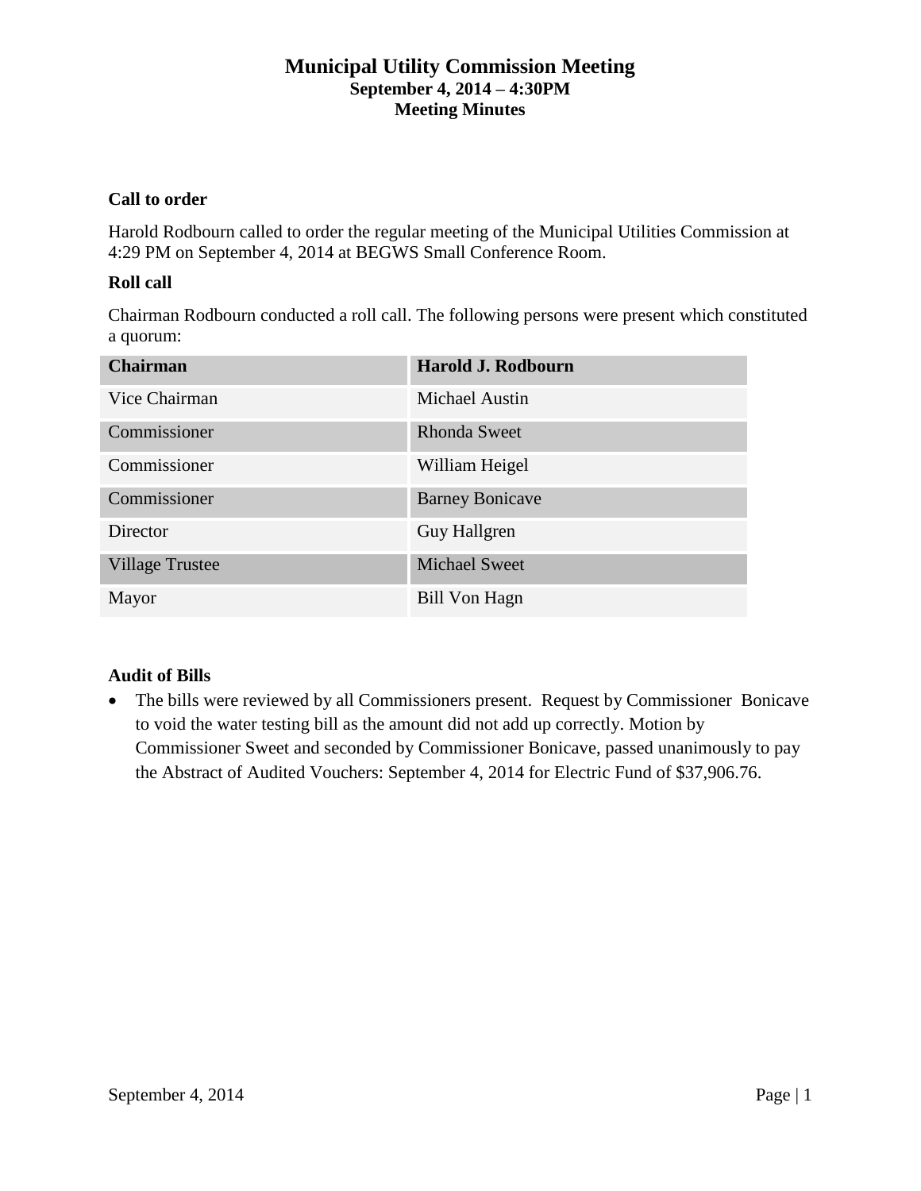# Municipal Utility Commission Meeting
### September 4, 2014 – 4:30PM
### Meeting Minutes

**Call to order**

Harold Rodbourn called to order the regular meeting of the Municipal Utilities Commission at 4:29 PM on September 4, 2014 at BEGWS Small Conference Room.

**Roll call**

Chairman Rodbourn conducted a roll call. The following persons were present which constituted a quorum:

| Chairman | Harold J. Rodbourn |
|---|---|
| Vice Chairman | Michael Austin |
| Commissioner | Rhonda Sweet |
| Commissioner | William Heigel |
| Commissioner | Barney Bonicave |
| Director | Guy Hallgren |
| Village Trustee | Michael Sweet |
| Mayor | Bill Von Hagn |

**Audit of Bills**

- The bills were reviewed by all Commissioners present. Request by Commissioner Bonicave to void the water testing bill as the amount did not add up correctly. Motion by Commissioner Sweet and seconded by Commissioner Bonicave, passed unanimously to pay the Abstract of Audited Vouchers: September 4, 2014 for Electric Fund of $37,906.76.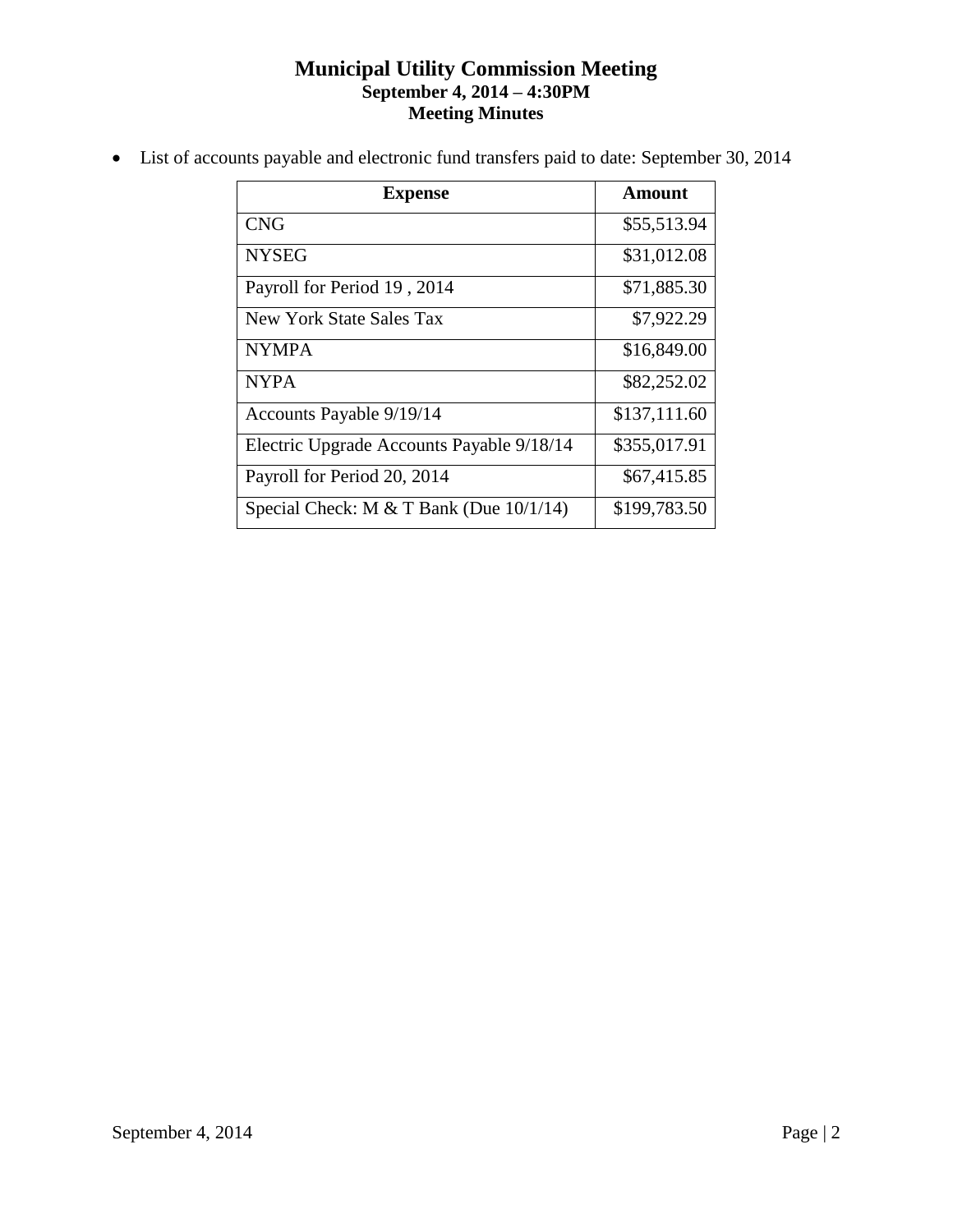# Municipal Utility Commission Meeting
## September 4, 2014 – 4:30PM
## Meeting Minutes

- List of accounts payable and electronic fund transfers paid to date: September 30, 2014

| Expense | Amount |
|---|---|
| CNG | $55,513.94 |
| NYSEG | $31,012.08 |
| Payroll for Period 19 , 2014 | $71,885.30 |
| New York State Sales Tax | $7,922.29 |
| NYMPA | $16,849.00 |
| NYPA | $82,252.02 |
| Accounts Payable 9/19/14 | $137,111.60 |
| Electric Upgrade Accounts Payable 9/18/14 | $355,017.91 |
| Payroll for Period 20, 2014 | $67,415.85 |
| Special Check: M & T Bank (Due 10/1/14) | $199,783.50 |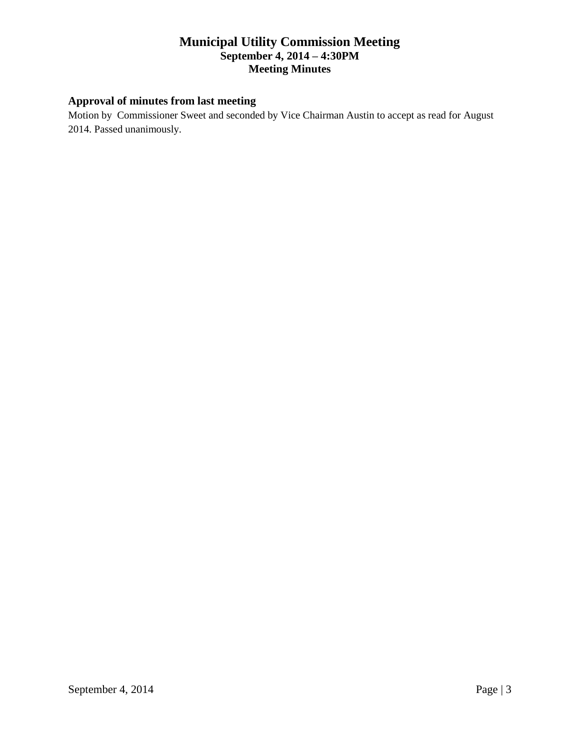# Municipal Utility Commission Meeting

**September 4, 2014 – 4:30PM**

**Meeting Minutes**

## Approval of minutes from last meeting

Motion by Commissioner Sweet and seconded by Vice Chairman Austin to accept as read for August 2014. Passed unanimously.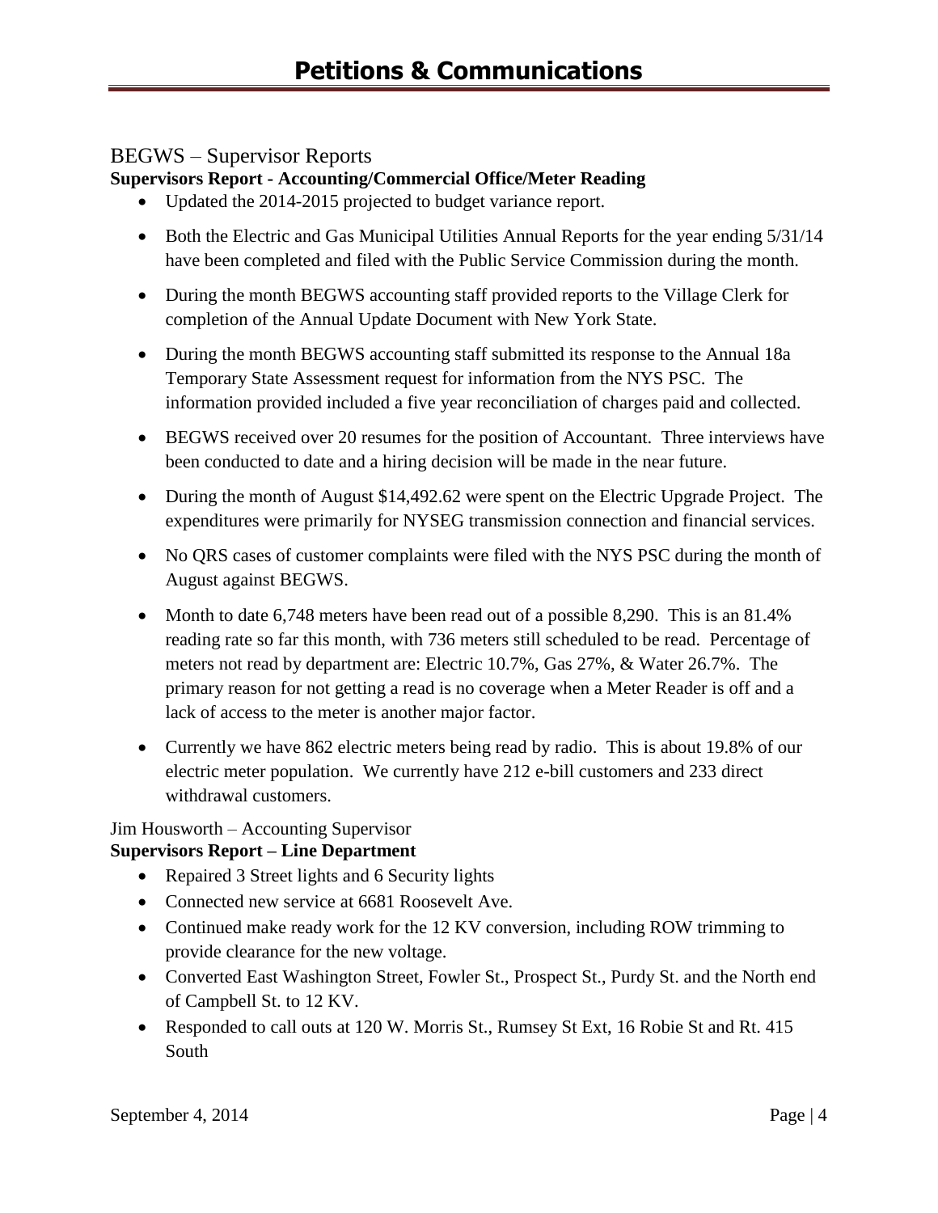# Petitions & Communications

## BEGWS – Supervisor Reports

**Supervisors Report - Accounting/Commercial Office/Meter Reading**

- Updated the 2014-2015 projected to budget variance report.
- Both the Electric and Gas Municipal Utilities Annual Reports for the year ending 5/31/14 have been completed and filed with the Public Service Commission during the month.
- During the month BEGWS accounting staff provided reports to the Village Clerk for completion of the Annual Update Document with New York State.
- During the month BEGWS accounting staff submitted its response to the Annual 18a Temporary State Assessment request for information from the NYS PSC. The information provided included a five year reconciliation of charges paid and collected.
- BEGWS received over 20 resumes for the position of Accountant. Three interviews have been conducted to date and a hiring decision will be made in the near future.
- During the month of August $14,492.62 were spent on the Electric Upgrade Project. The expenditures were primarily for NYSEG transmission connection and financial services.
- No QRS cases of customer complaints were filed with the NYS PSC during the month of August against BEGWS.
- Month to date 6,748 meters have been read out of a possible 8,290. This is an 81.4% reading rate so far this month, with 736 meters still scheduled to be read. Percentage of meters not read by department are: Electric 10.7%, Gas 27%, & Water 26.7%. The primary reason for not getting a read is no coverage when a Meter Reader is off and a lack of access to the meter is another major factor.
- Currently we have 862 electric meters being read by radio. This is about 19.8% of our electric meter population. We currently have 212 e-bill customers and 233 direct withdrawal customers.

Jim Housworth – Accounting Supervisor

**Supervisors Report – Line Department**

- Repaired 3 Street lights and 6 Security lights
- Connected new service at 6681 Roosevelt Ave.
- Continued make ready work for the 12 KV conversion, including ROW trimming to provide clearance for the new voltage.
- Converted East Washington Street, Fowler St., Prospect St., Purdy St. and the North end of Campbell St. to 12 KV.
- Responded to call outs at 120 W. Morris St., Rumsey St Ext, 16 Robie St and Rt. 415 South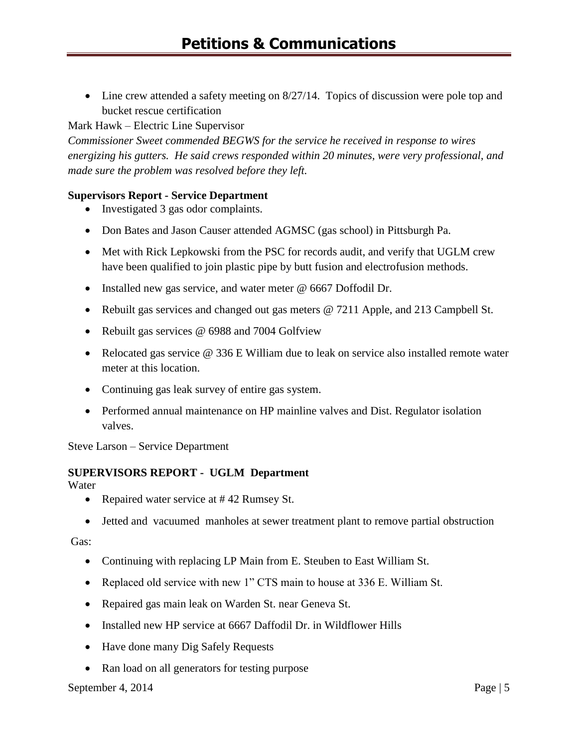- Line crew attended a safety meeting on 8/27/14. Topics of discussion were pole top and bucket rescue certification

Mark Hawk – Electric Line Supervisor

*Commissioner Sweet commended BEGWS for the service he received in response to wires energizing his gutters. He said crews responded within 20 minutes, were very professional, and made sure the problem was resolved before they left.*

**Supervisors Report - Service Department**

- Investigated 3 gas odor complaints.
- Don Bates and Jason Causer attended AGMSC (gas school) in Pittsburgh Pa.
- Met with Rick Lepkowski from the PSC for records audit, and verify that UGLM crew have been qualified to join plastic pipe by butt fusion and electrofusion methods.
- Installed new gas service, and water meter @ 6667 Doffodil Dr.
- Rebuilt gas services and changed out gas meters @ 7211 Apple, and 213 Campbell St.
- Rebuilt gas services @ 6988 and 7004 Golfview
- Relocated gas service @ 336 E William due to leak on service also installed remote water meter at this location.
- Continuing gas leak survey of entire gas system.
- Performed annual maintenance on HP mainline valves and Dist. Regulator isolation valves.

Steve Larson – Service Department

**SUPERVISORS REPORT - UGLM Department**

Water

- Repaired water service at # 42 Rumsey St.
- Jetted and vacuumed manholes at sewer treatment plant to remove partial obstruction

Gas:

- Continuing with replacing LP Main from E. Steuben to East William St.
- Replaced old service with new 1" CTS main to house at 336 E. William St.
- Repaired gas main leak on Warden St. near Geneva St.
- Installed new HP service at 6667 Daffodil Dr. in Wildflower Hills
- Have done many Dig Safely Requests
- Ran load on all generators for testing purpose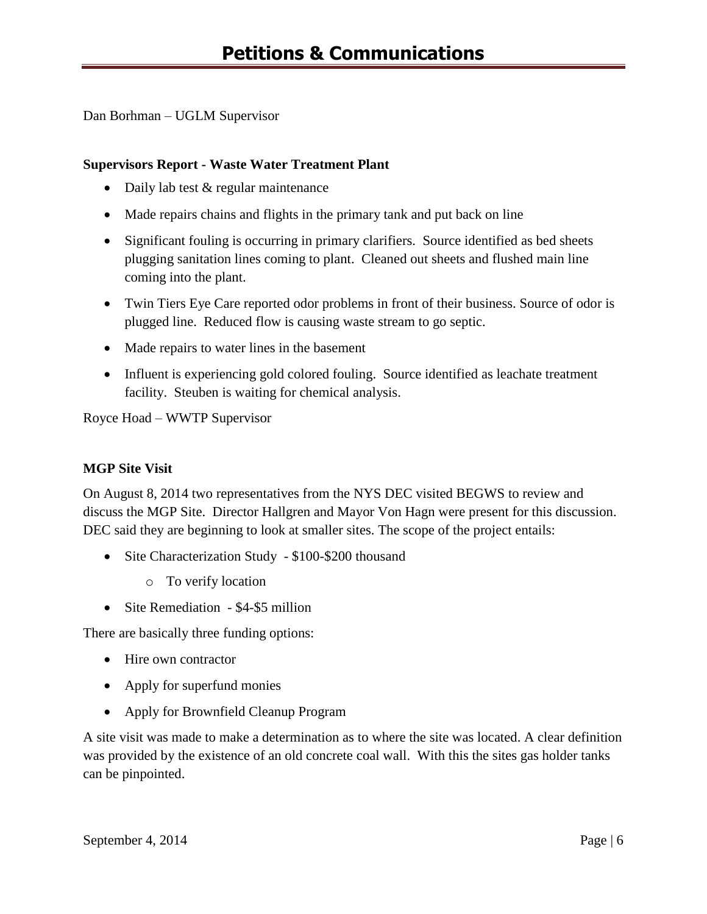# Petitions & Communications

Dan Borhman – UGLM Supervisor

**Supervisors Report - Waste Water Treatment Plant**

- Daily lab test & regular maintenance
- Made repairs chains and flights in the primary tank and put back on line
- Significant fouling is occurring in primary clarifiers. Source identified as bed sheets plugging sanitation lines coming to plant. Cleaned out sheets and flushed main line coming into the plant.
- Twin Tiers Eye Care reported odor problems in front of their business. Source of odor is plugged line. Reduced flow is causing waste stream to go septic.
- Made repairs to water lines in the basement
- Influent is experiencing gold colored fouling. Source identified as leachate treatment facility. Steuben is waiting for chemical analysis.

Royce Hoad – WWTP Supervisor

**MGP Site Visit**

On August 8, 2014 two representatives from the NYS DEC visited BEGWS to review and discuss the MGP Site. Director Hallgren and Mayor Von Hagn were present for this discussion. DEC said they are beginning to look at smaller sites. The scope of the project entails:

- Site Characterization Study - $100-$200 thousand
    - To verify location
- Site Remediation - $4-$5 million

There are basically three funding options:

- Hire own contractor
- Apply for superfund monies
- Apply for Brownfield Cleanup Program

A site visit was made to make a determination as to where the site was located. A clear definition was provided by the existence of an old concrete coal wall. With this the sites gas holder tanks can be pinpointed.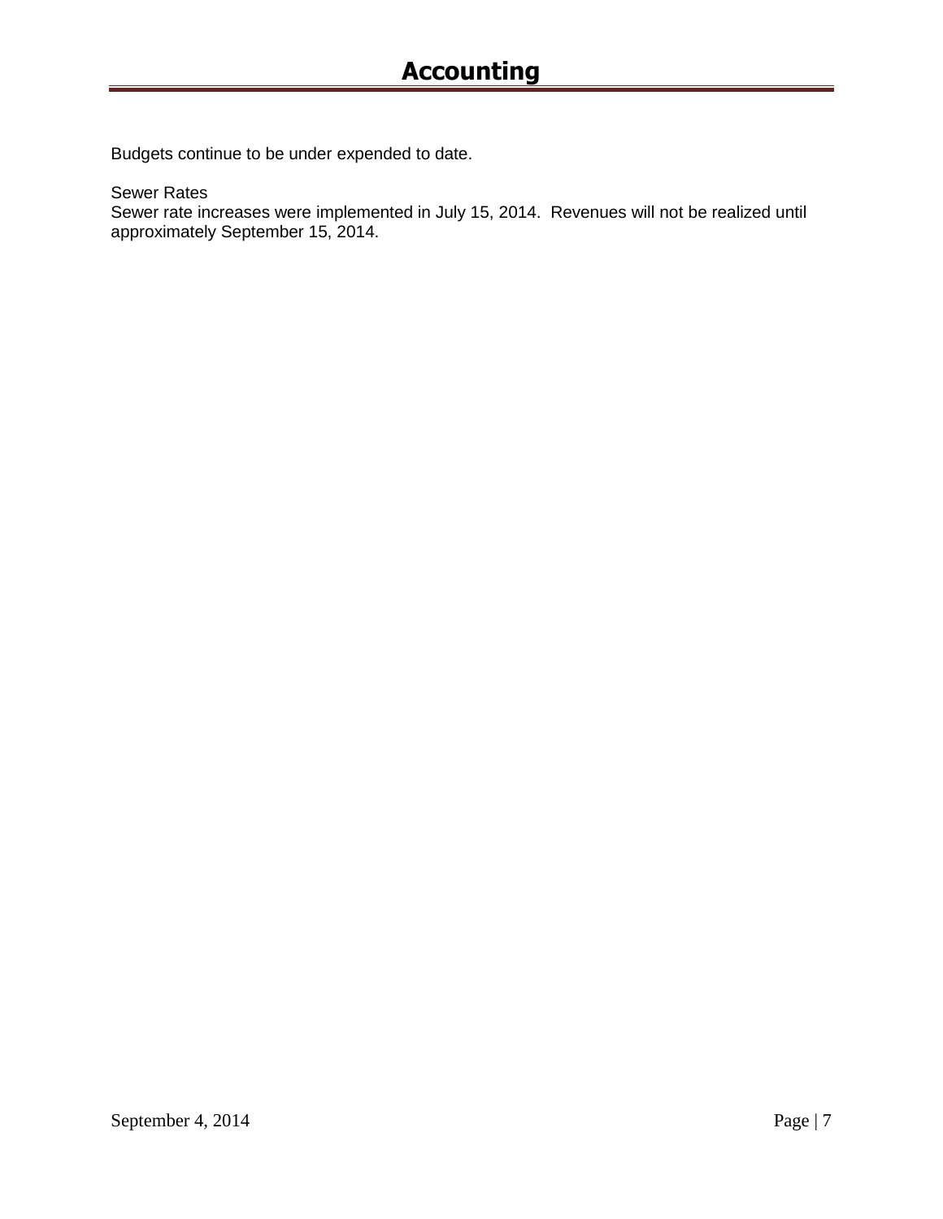# Accounting

Budgets continue to be under expended to date.

Sewer Rates
Sewer rate increases were implemented in July 15, 2014. Revenues will not be realized until approximately September 15, 2014.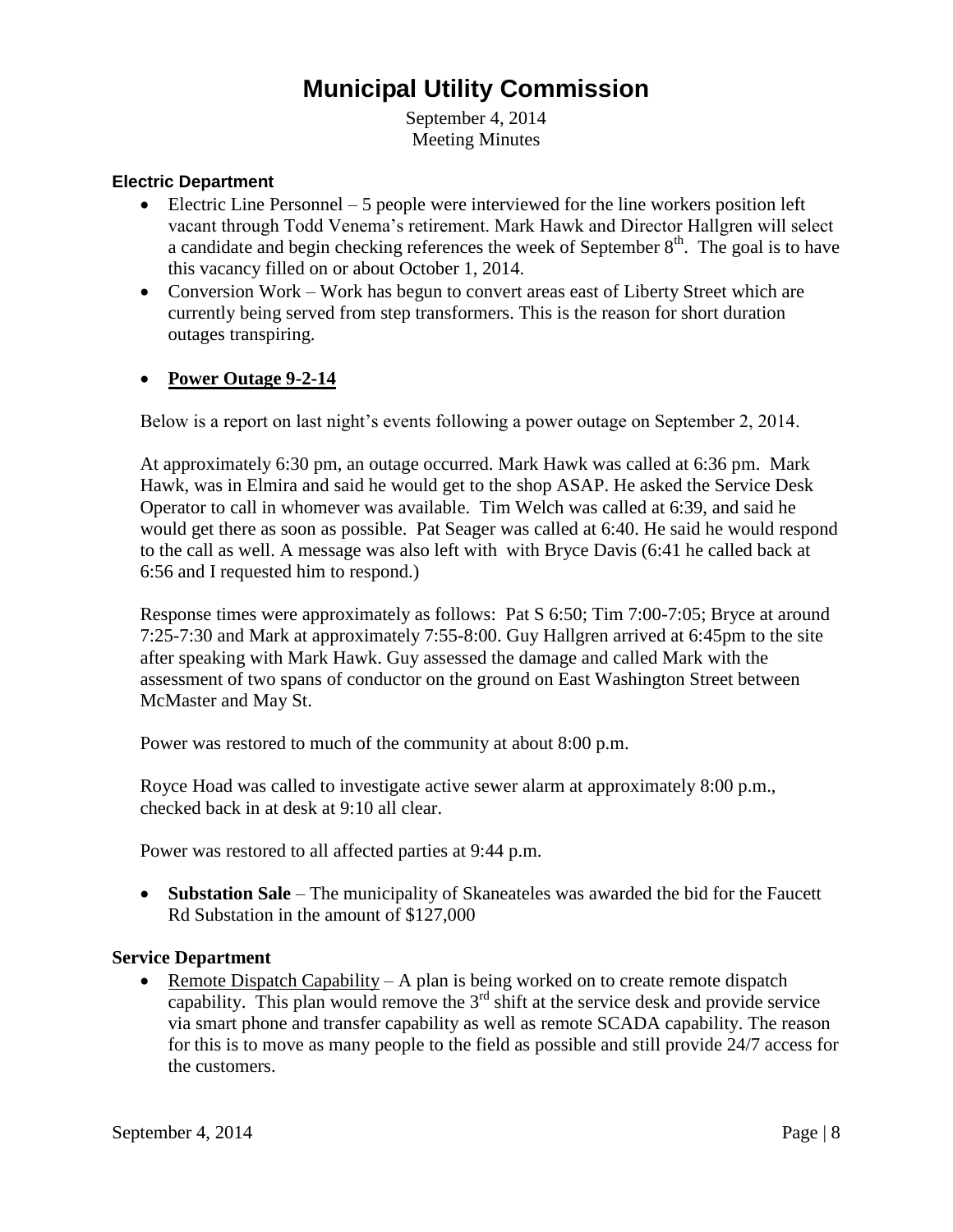# Municipal Utility Commission

September 4, 2014
Meeting Minutes

### Electric Department

- Electric Line Personnel – 5 people were interviewed for the line workers position left vacant through Todd Venema's retirement. Mark Hawk and Director Hallgren will select a candidate and begin checking references the week of September 8th. The goal is to have this vacancy filled on or about October 1, 2014.
- Conversion Work – Work has begun to convert areas east of Liberty Street which are currently being served from step transformers. This is the reason for short duration outages transpiring.

- **Power Outage 9-2-14**

Below is a report on last night's events following a power outage on September 2, 2014.

At approximately 6:30 pm, an outage occurred. Mark Hawk was called at 6:36 pm. Mark Hawk, was in Elmira and said he would get to the shop ASAP. He asked the Service Desk Operator to call in whomever was available. Tim Welch was called at 6:39, and said he would get there as soon as possible. Pat Seager was called at 6:40. He said he would respond to the call as well. A message was also left with with Bryce Davis (6:41 he called back at 6:56 and I requested him to respond.)

Response times were approximately as follows: Pat S 6:50; Tim 7:00-7:05; Bryce at around 7:25-7:30 and Mark at approximately 7:55-8:00. Guy Hallgren arrived at 6:45pm to the site after speaking with Mark Hawk. Guy assessed the damage and called Mark with the assessment of two spans of conductor on the ground on East Washington Street between McMaster and May St.

Power was restored to much of the community at about 8:00 p.m.

Royce Hoad was called to investigate active sewer alarm at approximately 8:00 p.m., checked back in at desk at 9:10 all clear.

Power was restored to all affected parties at 9:44 p.m.

- **Substation Sale** – The municipality of Skaneateles was awarded the bid for the Faucett Rd Substation in the amount of $127,000

### Service Department

- Remote Dispatch Capability – A plan is being worked on to create remote dispatch capability. This plan would remove the 3rd shift at the service desk and provide service via smart phone and transfer capability as well as remote SCADA capability. The reason for this is to move as many people to the field as possible and still provide 24/7 access for the customers.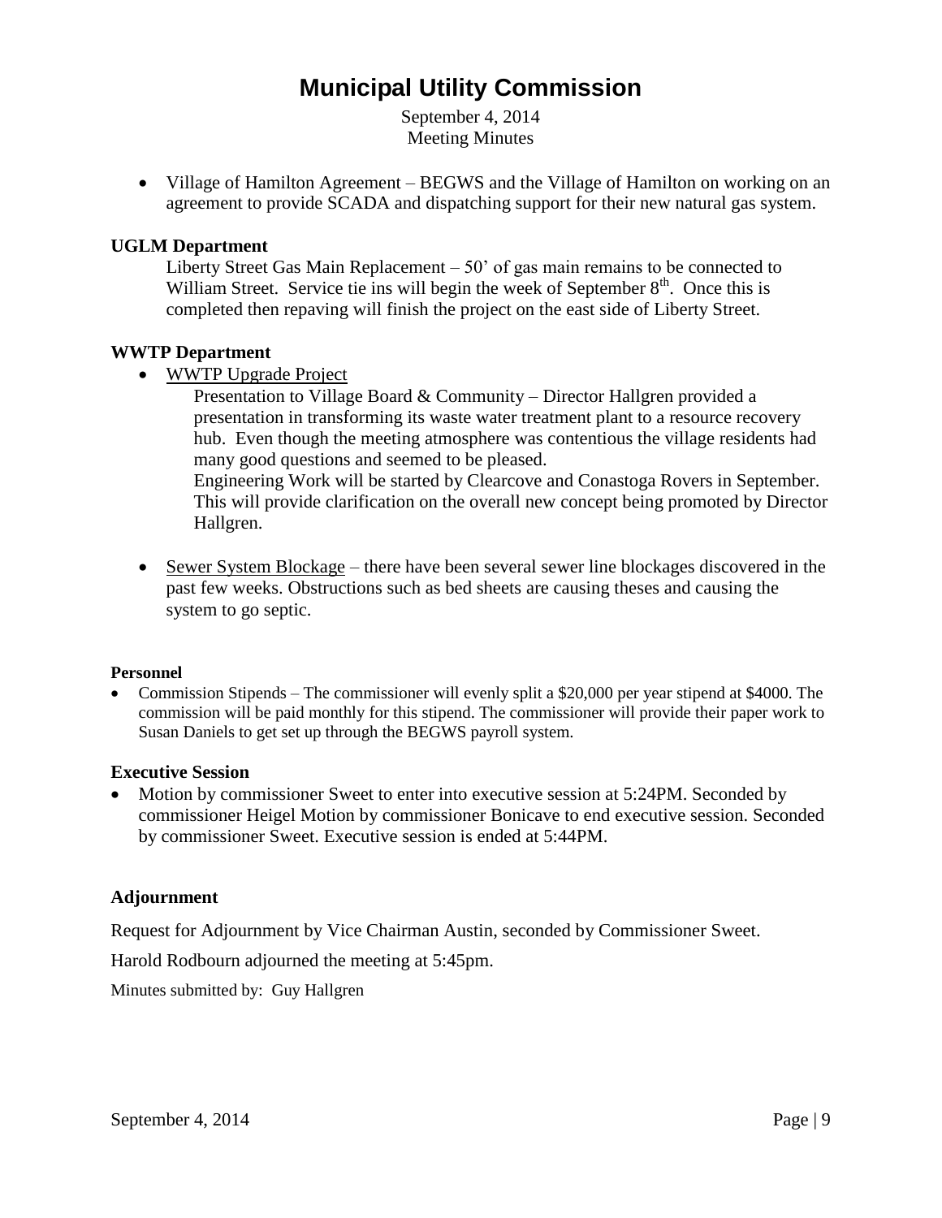# Municipal Utility Commission

September 4, 2014
Meeting Minutes

- Village of Hamilton Agreement – BEGWS and the Village of Hamilton on working on an agreement to provide SCADA and dispatching support for their new natural gas system.

**UGLM Department**

Liberty Street Gas Main Replacement – 50' of gas main remains to be connected to William Street. Service tie ins will begin the week of September 8th. Once this is completed then repaving will finish the project on the east side of Liberty Street.

**WWTP Department**

- WWTP Upgrade Project

  Presentation to Village Board & Community – Director Hallgren provided a presentation in transforming its waste water treatment plant to a resource recovery hub. Even though the meeting atmosphere was contentious the village residents had many good questions and seemed to be pleased.

  Engineering Work will be started by Clearcove and Conastoga Rovers in September. This will provide clarification on the overall new concept being promoted by Director Hallgren.

- Sewer System Blockage – there have been several sewer line blockages discovered in the past few weeks. Obstructions such as bed sheets are causing theses and causing the system to go septic.

**Personnel**

- Commission Stipends – The commissioner will evenly split a $20,000 per year stipend at $4000. The commission will be paid monthly for this stipend. The commissioner will provide their paper work to Susan Daniels to get set up through the BEGWS payroll system.

**Executive Session**

- Motion by commissioner Sweet to enter into executive session at 5:24PM. Seconded by commissioner Heigel Motion by commissioner Bonicave to end executive session. Seconded by commissioner Sweet. Executive session is ended at 5:44PM.

**Adjournment**

Request for Adjournment by Vice Chairman Austin, seconded by Commissioner Sweet.

Harold Rodbourn adjourned the meeting at 5:45pm.

Minutes submitted by: Guy Hallgren